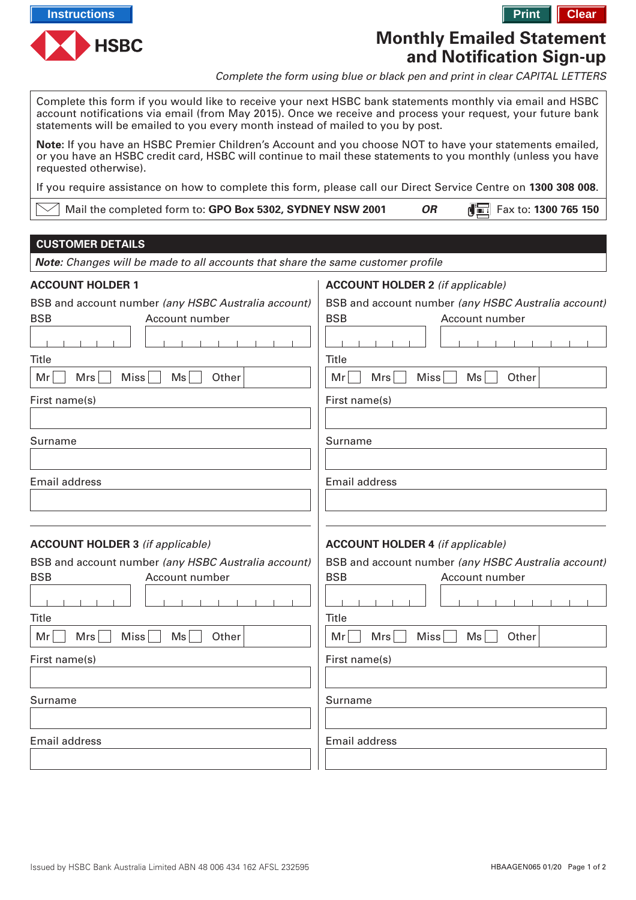Instructions | Print | Clear

HSBC

# Monthly Emailed Statement and Notification Sign-up

*Complete the form using blue or black pen and print in clear CAPITAL LETTERS*

Complete this form if you would like to receive your next HSBC bank statements monthly via email and HSBC account notifications via email (from May 2015). Once we receive and process your request, your future bank statements will be emailed to you every month instead of mailed to you by post.

**Note:** If you have an HSBC Premier Children's Account and you choose NOT to have your statements emailed, or you have an HSBC credit card, HSBC will continue to mail these statements to you monthly (unless you have requested otherwise).

If you require assistance on how to complete this form, please call our Direct Service Centre on **1300 308 008**.

Mail the completed form to: **GPO Box 5302, SYDNEY NSW 2001** ***OR*** Fax to: **1300 765 150**

## CUSTOMER DETAILS

***Note:** Changes will be made to all accounts that share the same customer profile*

### ACCOUNT HOLDER 1

BSB and account number *(any HSBC Australia account)*

BSB | Account number

Title: Mr ☐ Mrs ☐ Miss ☐ Ms ☐ Other

First name(s)

Surname

Email address

### ACCOUNT HOLDER 2 *(if applicable)*

BSB and account number *(any HSBC Australia account)*

BSB | Account number

Title: Mr ☐ Mrs ☐ Miss ☐ Ms ☐ Other

First name(s)

Surname

Email address

### ACCOUNT HOLDER 3 *(if applicable)*

BSB and account number *(any HSBC Australia account)*

BSB | Account number

Title: Mr ☐ Mrs ☐ Miss ☐ Ms ☐ Other

First name(s)

Surname

Email address

### ACCOUNT HOLDER 4 *(if applicable)*

BSB and account number *(any HSBC Australia account)*

BSB | Account number

Title: Mr ☐ Mrs ☐ Miss ☐ Ms ☐ Other

First name(s)

Surname

Email address

Issued by HSBC Bank Australia Limited ABN 48 006 434 162 AFSL 232595

HBAAGEN065 01/20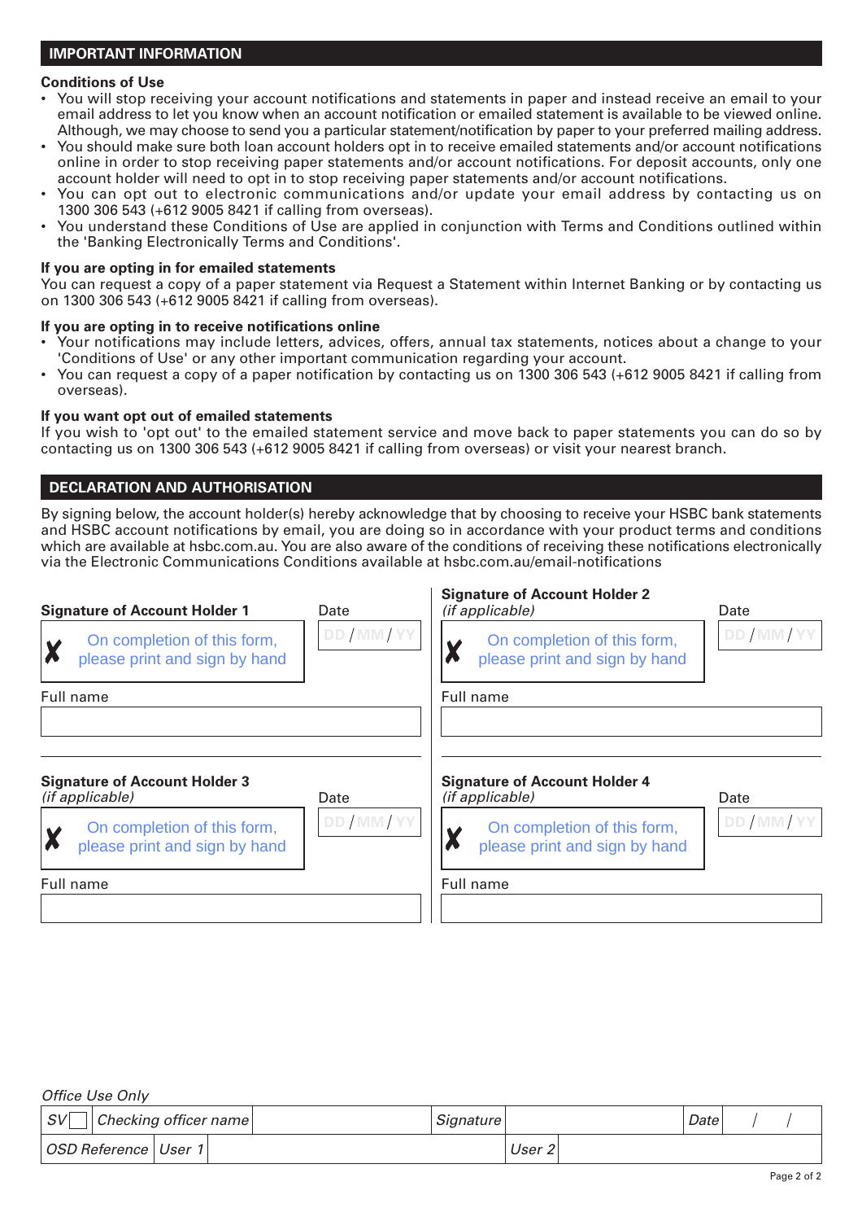## IMPORTANT INFORMATION

**Conditions of Use**

- You will stop receiving your account notifications and statements in paper and instead receive an email to your email address to let you know when an account notification or emailed statement is available to be viewed online. Although, we may choose to send you a particular statement/notification by paper to your preferred mailing address.
- You should make sure both loan account holders opt in to receive emailed statements and/or account notifications online in order to stop receiving paper statements and/or account notifications. For deposit accounts, only one account holder will need to opt in to stop receiving paper statements and/or account notifications.
- You can opt out to electronic communications and/or update your email address by contacting us on 1300 306 543 (+612 9005 8421 if calling from overseas).
- You understand these Conditions of Use are applied in conjunction with Terms and Conditions outlined within the 'Banking Electronically Terms and Conditions'.

**If you are opting in for emailed statements**

You can request a copy of a paper statement via Request a Statement within Internet Banking or by contacting us on 1300 306 543 (+612 9005 8421 if calling from overseas).

**If you are opting in to receive notifications online**

- Your notifications may include letters, advices, offers, annual tax statements, notices about a change to your 'Conditions of Use' or any other important communication regarding your account.
- You can request a copy of a paper notification by contacting us on 1300 306 543 (+612 9005 8421 if calling from overseas).

**If you want opt out of emailed statements**

If you wish to 'opt out' to the emailed statement service and move back to paper statements you can do so by contacting us on 1300 306 543 (+612 9005 8421 if calling from overseas) or visit your nearest branch.

## DECLARATION AND AUTHORISATION

By signing below, the account holder(s) hereby acknowledge that by choosing to receive your HSBC bank statements and HSBC account notifications by email, you are doing so in accordance with your product terms and conditions which are available at hsbc.com.au. You are also aware of the conditions of receiving these notifications electronically via the Electronic Communications Conditions available at hsbc.com.au/email-notifications

**Signature of Account Holder 1**

✗ On completion of this form, please print and sign by hand

Date DD / MM / YY

Full name

**Signature of Account Holder 2** *(if applicable)*

✗ On completion of this form, please print and sign by hand

Date DD / MM / YY

Full name

**Signature of Account Holder 3** *(if applicable)*

✗ On completion of this form, please print and sign by hand

Date DD / MM / YY

Full name

**Signature of Account Holder 4** *(if applicable)*

✗ On completion of this form, please print and sign by hand

Date DD / MM / YY

Full name

*Office Use Only*

| | | | | | | | |
|---|---|---|---|---|---|---|---|
| *SV* ☐ | *Checking officer name* | | *Signature* | | *Date* | / / |
| *OSD Reference* | *User 1* | | | *User 2* | | |